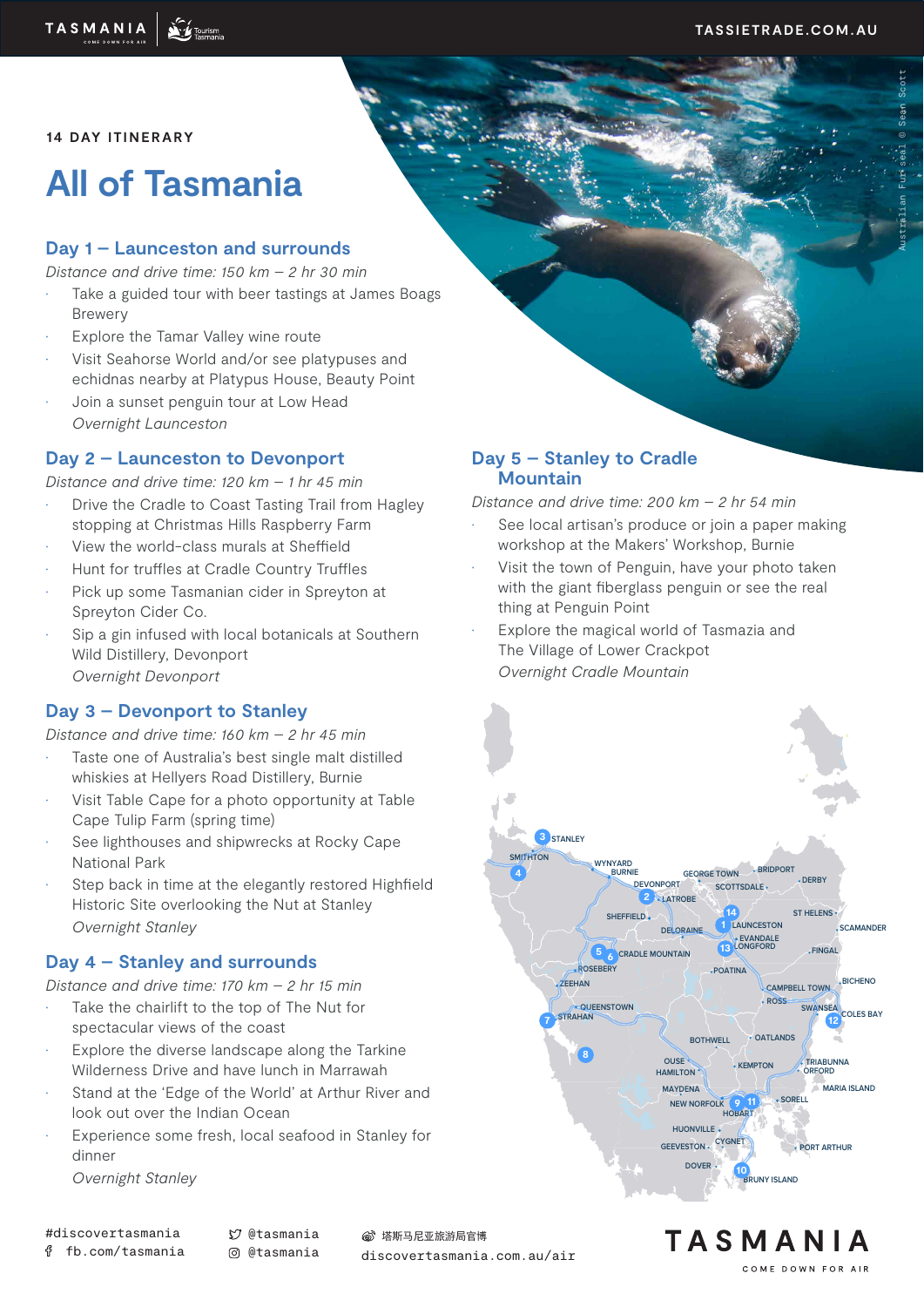14 DAY ITINERARY

# All of Tasmania

## Day 1 – Launceston and surrounds

*Distance and drive time: 150 km – 2 hr 30 min*

- Take a guided tour with beer tastings at James Boags Brewery
- Explore the Tamar Valley wine route
- Visit Seahorse World and/or see platypuses and echidnas nearby at Platypus House, Beauty Point
- Join a sunset penguin tour at Low Head

*Overnight Launceston*

## Day 2 – Launceston to Devonport

*Distance and drive time: 120 km – 1 hr 45 min*

- Drive the Cradle to Coast Tasting Trail from Hagley stopping at Christmas Hills Raspberry Farm
- View the world-class murals at Sheffield
- Hunt for truffles at Cradle Country Truffles
- Pick up some Tasmanian cider in Spreyton at Spreyton Cider Co.
- Sip a gin infused with local botanicals at Southern Wild Distillery, Devonport

*Overnight Devonport*

## Day 3 – Devonport to Stanley

*Distance and drive time: 160 km – 2 hr 45 min*

- Taste one of Australia's best single malt distilled whiskies at Hellyers Road Distillery, Burnie
- Visit Table Cape for a photo opportunity at Table Cape Tulip Farm (spring time)
- See lighthouses and shipwrecks at Rocky Cape National Park
- Step back in time at the elegantly restored Highfield Historic Site overlooking the Nut at Stanley

*Overnight Stanley*

## Day 4 – Stanley and surrounds

*Distance and drive time: 170 km – 2 hr 15 min*

- Take the chairlift to the top of The Nut for spectacular views of the coast
- Explore the diverse landscape along the Tarkine Wilderness Drive and have lunch in Marrawah
- Stand at the 'Edge of the World' at Arthur River and look out over the Indian Ocean
- Experience some fresh, local seafood in Stanley for dinner

*Overnight Stanley*

## Day 5 – Stanley to Cradle Mountain

*Distance and drive time: 200 km – 2 hr 54 min*

- See local artisan's produce or join a paper making workshop at the Makers' Workshop, Burnie
- Visit the town of Penguin, have your photo taken with the giant fiberglass penguin or see the real thing at Penguin Point
- Explore the magical world of Tasmazia and The Village of Lower Crackpot

*Overnight Cradle Mountain*

#discovertasmania
fb.com/tasmania
@tasmania
@tasmania
塔斯马尼亚旅游局官博
discovertasmania.com.au/air

TASMANIA
COME DOWN FOR AIR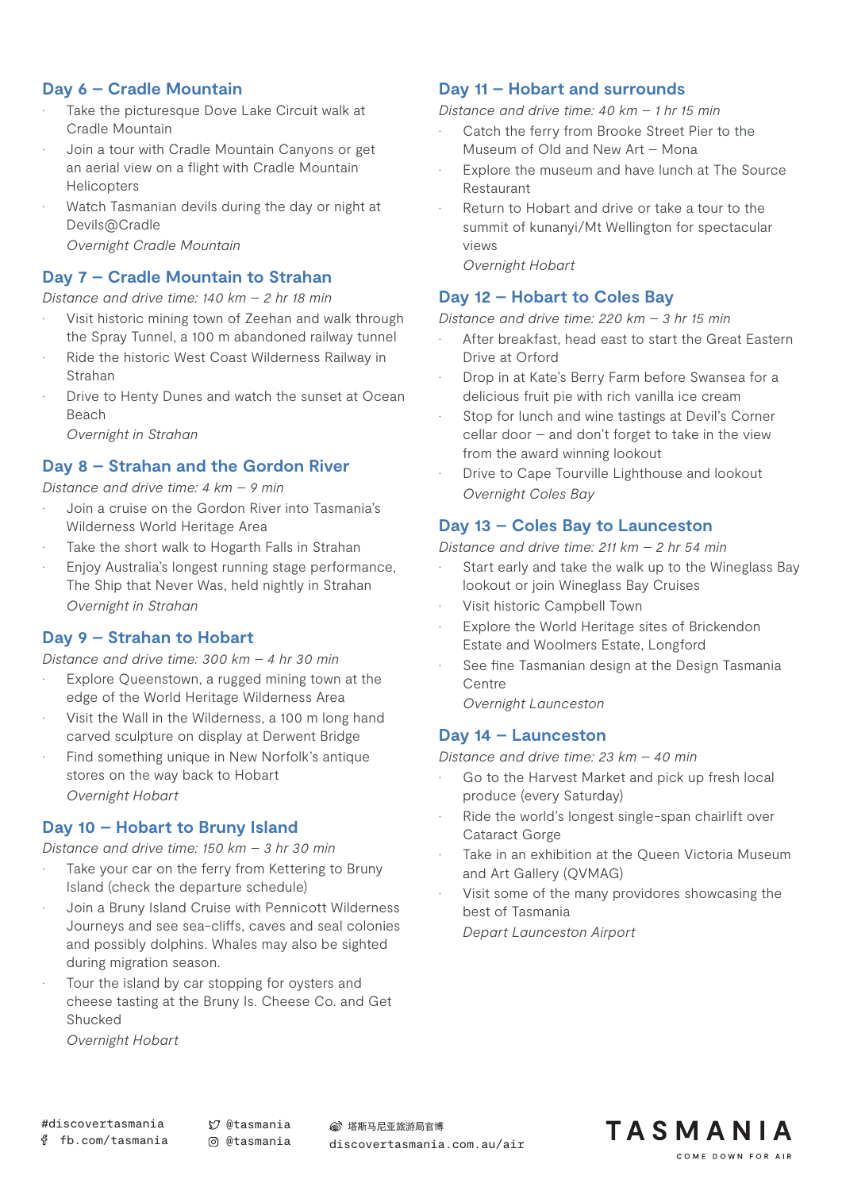## Day 6 – Cradle Mountain

- Take the picturesque Dove Lake Circuit walk at Cradle Mountain
- Join a tour with Cradle Mountain Canyons or get an aerial view on a flight with Cradle Mountain Helicopters
- Watch Tasmanian devils during the day or night at Devils@Cradle

*Overnight Cradle Mountain*

## Day 7 – Cradle Mountain to Strahan

*Distance and drive time: 140 km – 2 hr 18 min*

- Visit historic mining town of Zeehan and walk through the Spray Tunnel, a 100 m abandoned railway tunnel
- Ride the historic West Coast Wilderness Railway in Strahan
- Drive to Henty Dunes and watch the sunset at Ocean Beach

*Overnight in Strahan*

## Day 8 – Strahan and the Gordon River

*Distance and drive time: 4 km – 9 min*

- Join a cruise on the Gordon River into Tasmania's Wilderness World Heritage Area
- Take the short walk to Hogarth Falls in Strahan
- Enjoy Australia's longest running stage performance, The Ship that Never Was, held nightly in Strahan

*Overnight in Strahan*

## Day 9 – Strahan to Hobart

*Distance and drive time: 300 km – 4 hr 30 min*

- Explore Queenstown, a rugged mining town at the edge of the World Heritage Wilderness Area
- Visit the Wall in the Wilderness, a 100 m long hand carved sculpture on display at Derwent Bridge
- Find something unique in New Norfolk's antique stores on the way back to Hobart

*Overnight Hobart*

## Day 10 – Hobart to Bruny Island

*Distance and drive time: 150 km – 3 hr 30 min*

- Take your car on the ferry from Kettering to Bruny Island (check the departure schedule)
- Join a Bruny Island Cruise with Pennicott Wilderness Journeys and see sea-cliffs, caves and seal colonies and possibly dolphins. Whales may also be sighted during migration season.
- Tour the island by car stopping for oysters and cheese tasting at the Bruny Is. Cheese Co. and Get Shucked

*Overnight Hobart*

## Day 11 – Hobart and surrounds

*Distance and drive time: 40 km – 1 hr 15 min*

- Catch the ferry from Brooke Street Pier to the Museum of Old and New Art – Mona
- Explore the museum and have lunch at The Source Restaurant
- Return to Hobart and drive or take a tour to the summit of kunanyi/Mt Wellington for spectacular views

*Overnight Hobart*

## Day 12 – Hobart to Coles Bay

*Distance and drive time: 220 km – 3 hr 15 min*

- After breakfast, head east to start the Great Eastern Drive at Orford
- Drop in at Kate's Berry Farm before Swansea for a delicious fruit pie with rich vanilla ice cream
- Stop for lunch and wine tastings at Devil's Corner cellar door – and don't forget to take in the view from the award winning lookout
- Drive to Cape Tourville Lighthouse and lookout

*Overnight Coles Bay*

## Day 13 – Coles Bay to Launceston

*Distance and drive time: 211 km – 2 hr 54 min*

- Start early and take the walk up to the Wineglass Bay lookout or join Wineglass Bay Cruises
- Visit historic Campbell Town
- Explore the World Heritage sites of Brickendon Estate and Woolmers Estate, Longford
- See fine Tasmanian design at the Design Tasmania Centre

*Overnight Launceston*

## Day 14 – Launceston

*Distance and drive time: 23 km – 40 min*

- Go to the Harvest Market and pick up fresh local produce (every Saturday)
- Ride the world's longest single-span chairlift over Cataract Gorge
- Take in an exhibition at the Queen Victoria Museum and Art Gallery (QVMAG)
- Visit some of the many providores showcasing the best of Tasmania

*Depart Launceston Airport*

#discovertasmania
fb.com/tasmania
@tasmania
@tasmania
塔斯马尼亚旅游局官博
discovertasmania.com.au/air

TASMANIA
COME DOWN FOR AIR